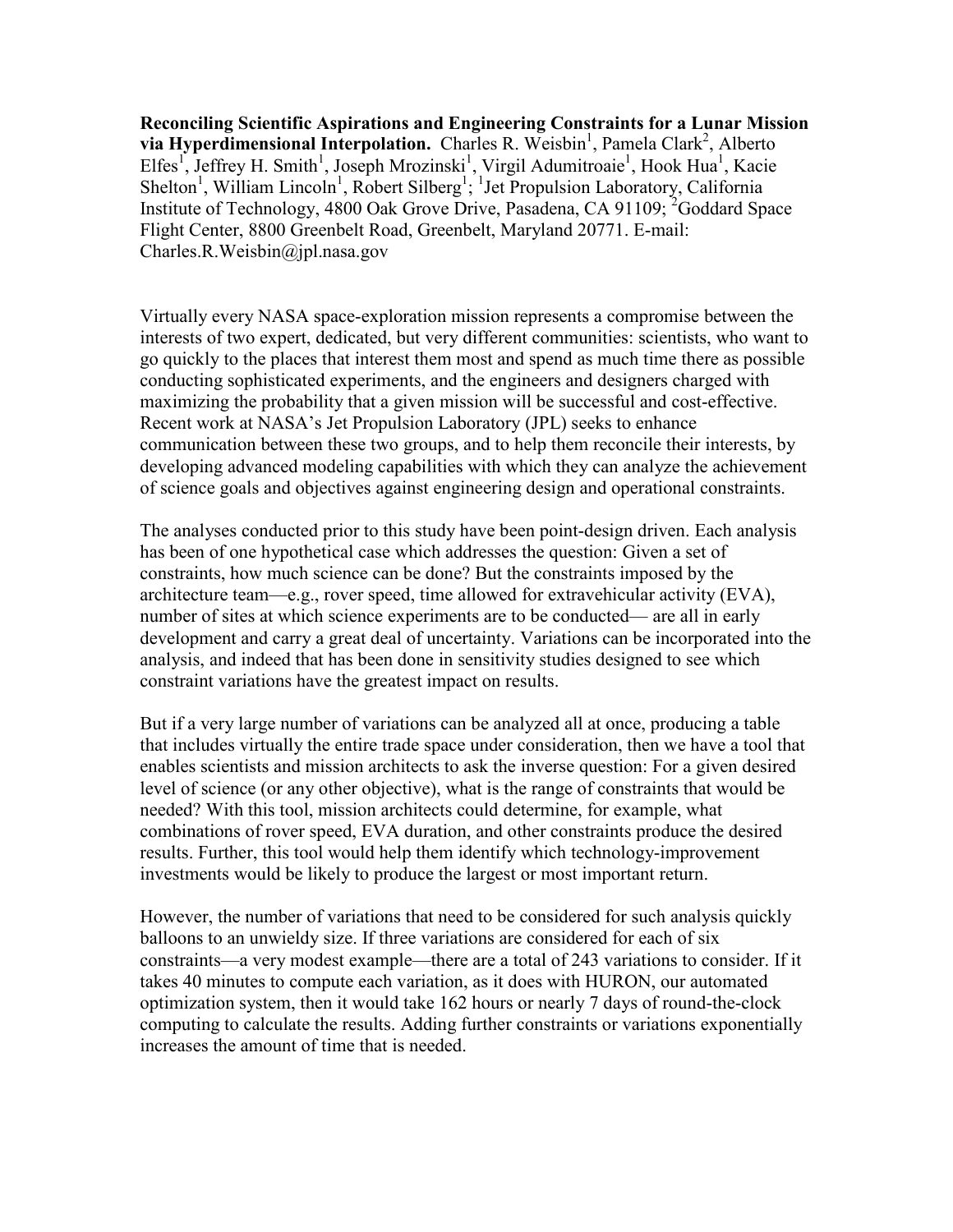**Reconciling Scientific Aspirations and Engineering Constraints for a Lunar Mission via Hyperdimensional Interpolation.** Charles R. Weisbin[1], Pamela Clark[2], Alberto Elfes[1], Jeffrey H. Smith[1], Joseph Mrozinski[1], Virgil Adumitroaie[1], Hook Hua[1], Kacie Shelton[1], William Lincoln[1], Robert Silberg[1]; [1]Jet Propulsion Laboratory, California Institute of Technology, 4800 Oak Grove Drive, Pasadena, CA 91109; [2]Goddard Space Flight Center, 8800 Greenbelt Road, Greenbelt, Maryland 20771. E-mail: Charles.R.Weisbin@jpl.nasa.gov

Virtually every NASA space-exploration mission represents a compromise between the interests of two expert, dedicated, but very different communities: scientists, who want to go quickly to the places that interest them most and spend as much time there as possible conducting sophisticated experiments, and the engineers and designers charged with maximizing the probability that a given mission will be successful and cost-effective. Recent work at NASA's Jet Propulsion Laboratory (JPL) seeks to enhance communication between these two groups, and to help them reconcile their interests, by developing advanced modeling capabilities with which they can analyze the achievement of science goals and objectives against engineering design and operational constraints.

The analyses conducted prior to this study have been point-design driven. Each analysis has been of one hypothetical case which addresses the question: Given a set of constraints, how much science can be done? But the constraints imposed by the architecture team—e.g., rover speed, time allowed for extravehicular activity (EVA), number of sites at which science experiments are to be conducted— are all in early development and carry a great deal of uncertainty. Variations can be incorporated into the analysis, and indeed that has been done in sensitivity studies designed to see which constraint variations have the greatest impact on results.

But if a very large number of variations can be analyzed all at once, producing a table that includes virtually the entire trade space under consideration, then we have a tool that enables scientists and mission architects to ask the inverse question: For a given desired level of science (or any other objective), what is the range of constraints that would be needed? With this tool, mission architects could determine, for example, what combinations of rover speed, EVA duration, and other constraints produce the desired results. Further, this tool would help them identify which technology-improvement investments would be likely to produce the largest or most important return.

However, the number of variations that need to be considered for such analysis quickly balloons to an unwieldy size. If three variations are considered for each of six constraints—a very modest example—there are a total of 243 variations to consider. If it takes 40 minutes to compute each variation, as it does with HURON, our automated optimization system, then it would take 162 hours or nearly 7 days of round-the-clock computing to calculate the results. Adding further constraints or variations exponentially increases the amount of time that is needed.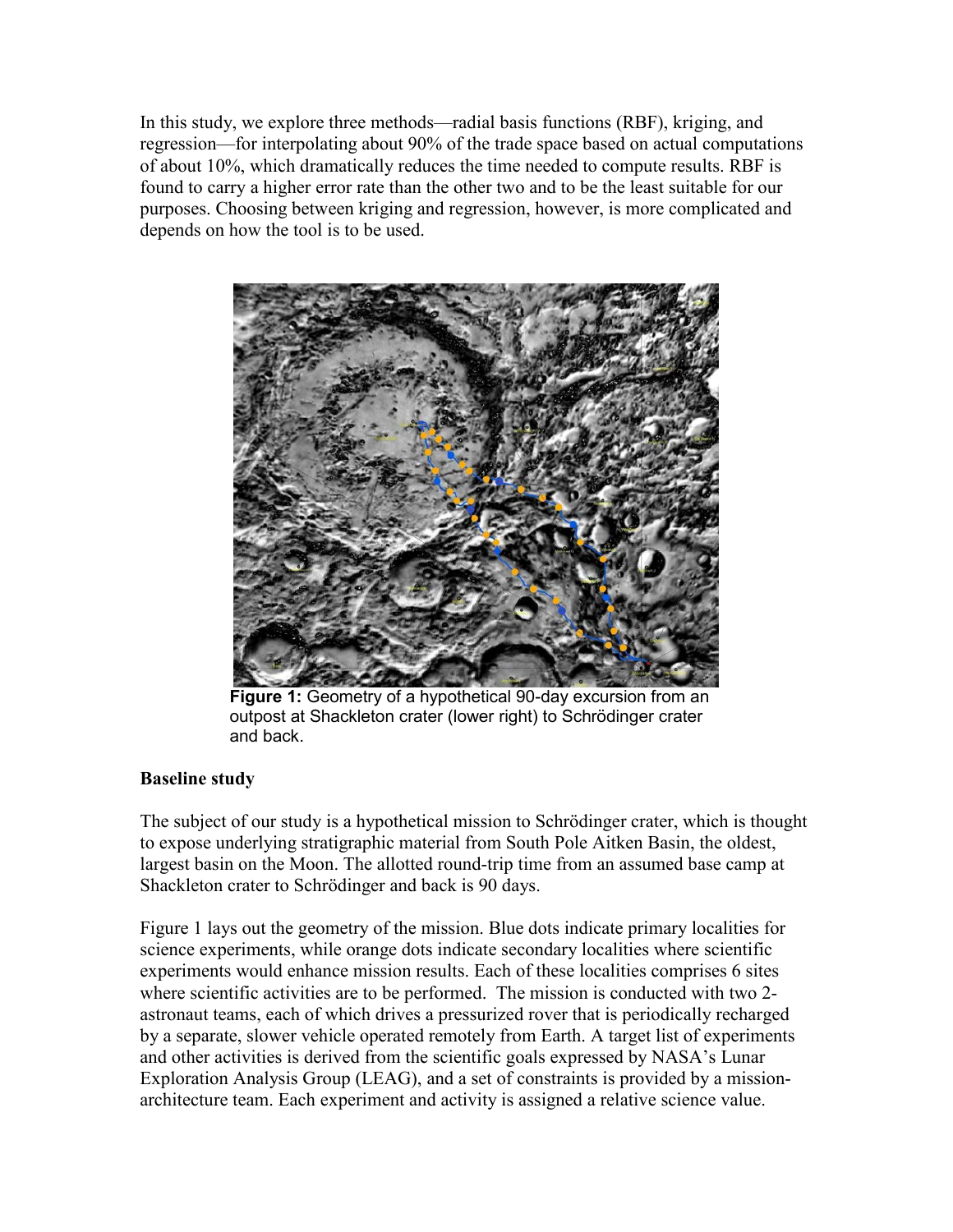In this study, we explore three methods—radial basis functions (RBF), kriging, and regression—for interpolating about 90% of the trade space based on actual computations of about 10%, which dramatically reduces the time needed to compute results. RBF is found to carry a higher error rate than the other two and to be the least suitable for our purposes. Choosing between kriging and regression, however, is more complicated and depends on how the tool is to be used.

**Figure 1:** Geometry of a hypothetical 90-day excursion from an outpost at Shackleton crater (lower right) to Schrödinger crater and back.

**Baseline study**

The subject of our study is a hypothetical mission to Schrödinger crater, which is thought to expose underlying stratigraphic material from South Pole Aitken Basin, the oldest, largest basin on the Moon. The allotted round-trip time from an assumed base camp at Shackleton crater to Schrödinger and back is 90 days.

Figure 1 lays out the geometry of the mission. Blue dots indicate primary localities for science experiments, while orange dots indicate secondary localities where scientific experiments would enhance mission results. Each of these localities comprises 6 sites where scientific activities are to be performed. The mission is conducted with two 2-astronaut teams, each of which drives a pressurized rover that is periodically recharged by a separate, slower vehicle operated remotely from Earth. A target list of experiments and other activities is derived from the scientific goals expressed by NASA's Lunar Exploration Analysis Group (LEAG), and a set of constraints is provided by a mission-architecture team. Each experiment and activity is assigned a relative science value.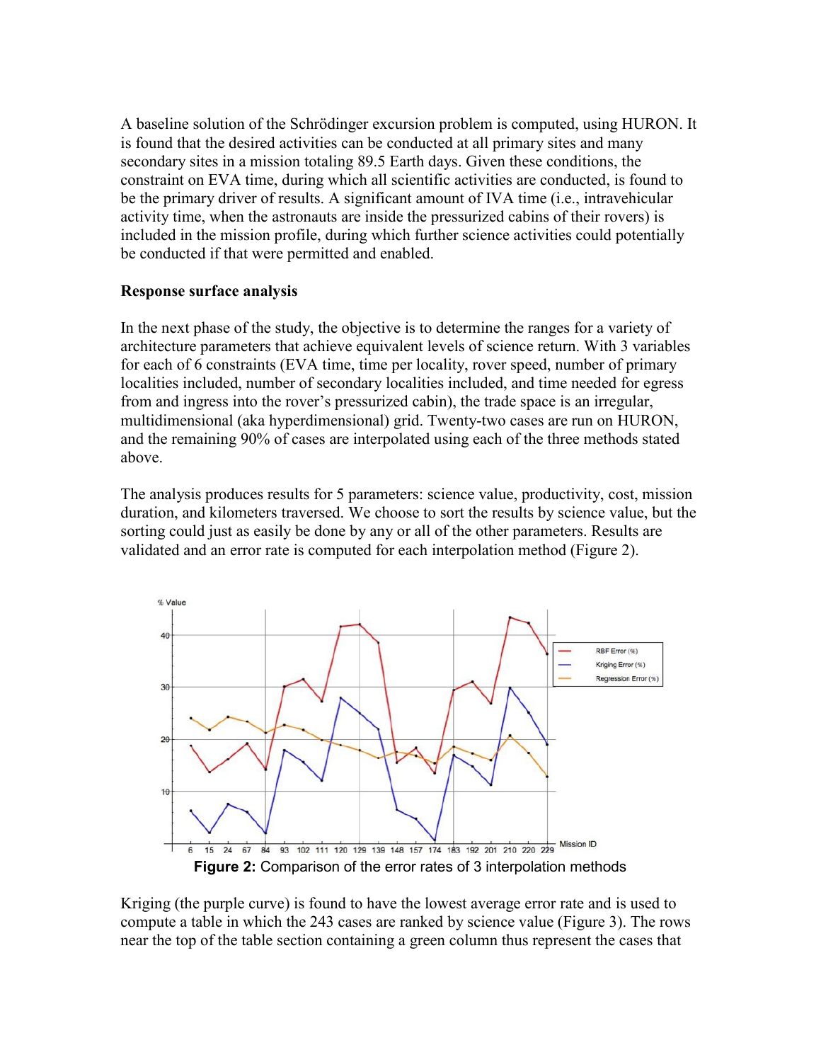A baseline solution of the Schrödinger excursion problem is computed, using HURON. It is found that the desired activities can be conducted at all primary sites and many secondary sites in a mission totaling 89.5 Earth days. Given these conditions, the constraint on EVA time, during which all scientific activities are conducted, is found to be the primary driver of results. A significant amount of IVA time (i.e., intravehicular activity time, when the astronauts are inside the pressurized cabins of their rovers) is included in the mission profile, during which further science activities could potentially be conducted if that were permitted and enabled.

**Response surface analysis**

In the next phase of the study, the objective is to determine the ranges for a variety of architecture parameters that achieve equivalent levels of science return. With 3 variables for each of 6 constraints (EVA time, time per locality, rover speed, number of primary localities included, number of secondary localities included, and time needed for egress from and ingress into the rover's pressurized cabin), the trade space is an irregular, multidimensional (aka hyperdimensional) grid. Twenty-two cases are run on HURON, and the remaining 90% of cases are interpolated using each of the three methods stated above.

The analysis produces results for 5 parameters: science value, productivity, cost, mission duration, and kilometers traversed. We choose to sort the results by science value, but the sorting could just as easily be done by any or all of the other parameters. Results are validated and an error rate is computed for each interpolation method (Figure 2).

**Figure 2:** Comparison of the error rates of 3 interpolation methods

Kriging (the purple curve) is found to have the lowest average error rate and is used to compute a table in which the 243 cases are ranked by science value (Figure 3). The rows near the top of the table section containing a green column thus represent the cases that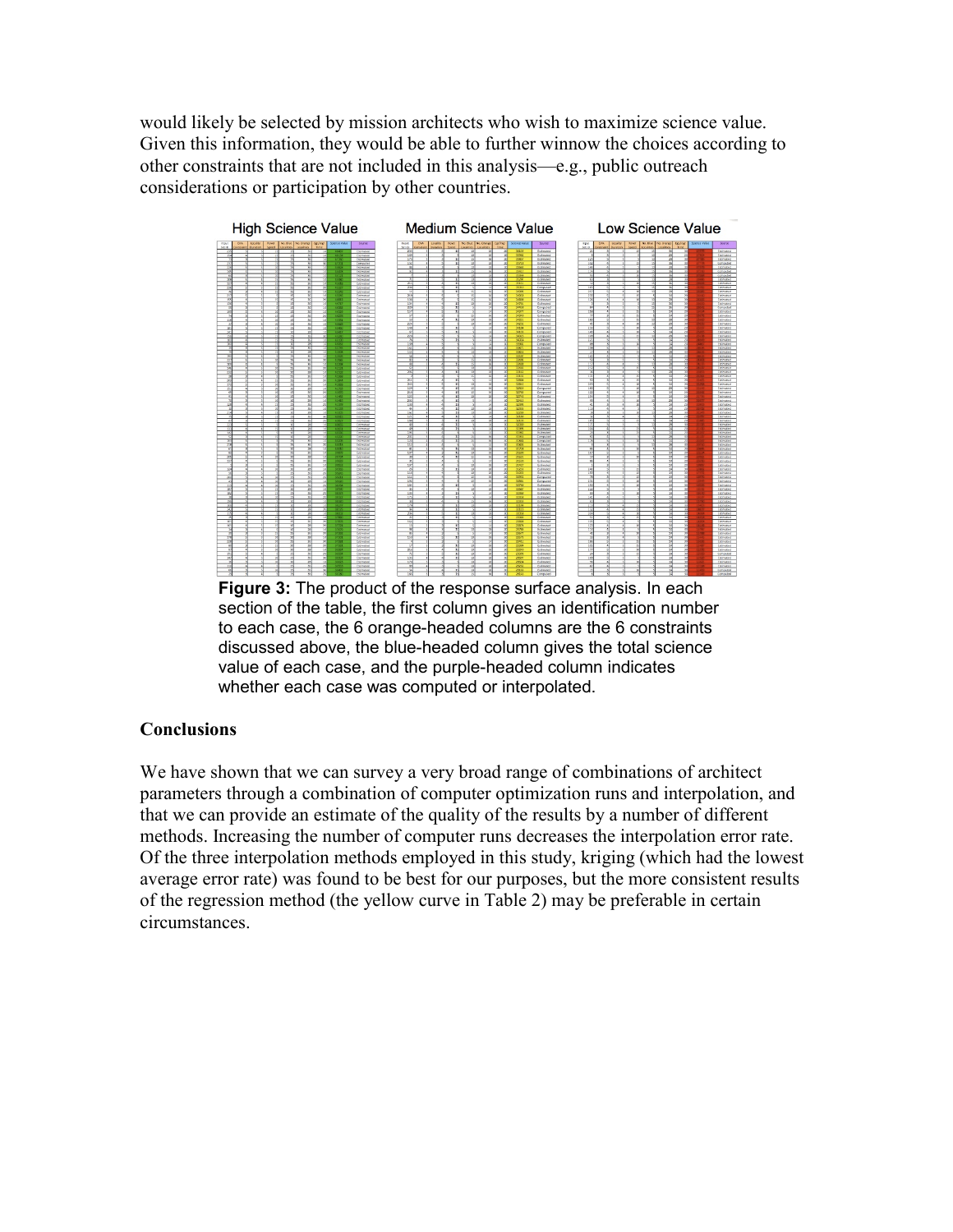would likely be selected by mission architects who wish to maximize science value. Given this information, they would be able to further winnow the choices according to other constraints that are not included in this analysis—e.g., public outreach considerations or participation by other countries.

High Science Value

Medium Science Value

Low Science Value

**Figure 3:** The product of the response surface analysis. In each section of the table, the first column gives an identification number to each case, the 6 orange-headed columns are the 6 constraints discussed above, the blue-headed column gives the total science value of each case, and the purple-headed column indicates whether each case was computed or interpolated.

## Conclusions

We have shown that we can survey a very broad range of combinations of architect parameters through a combination of computer optimization runs and interpolation, and that we can provide an estimate of the quality of the results by a number of different methods. Increasing the number of computer runs decreases the interpolation error rate. Of the three interpolation methods employed in this study, kriging (which had the lowest average error rate) was found to be best for our purposes, but the more consistent results of the regression method (the yellow curve in Table 2) may be preferable in certain circumstances.